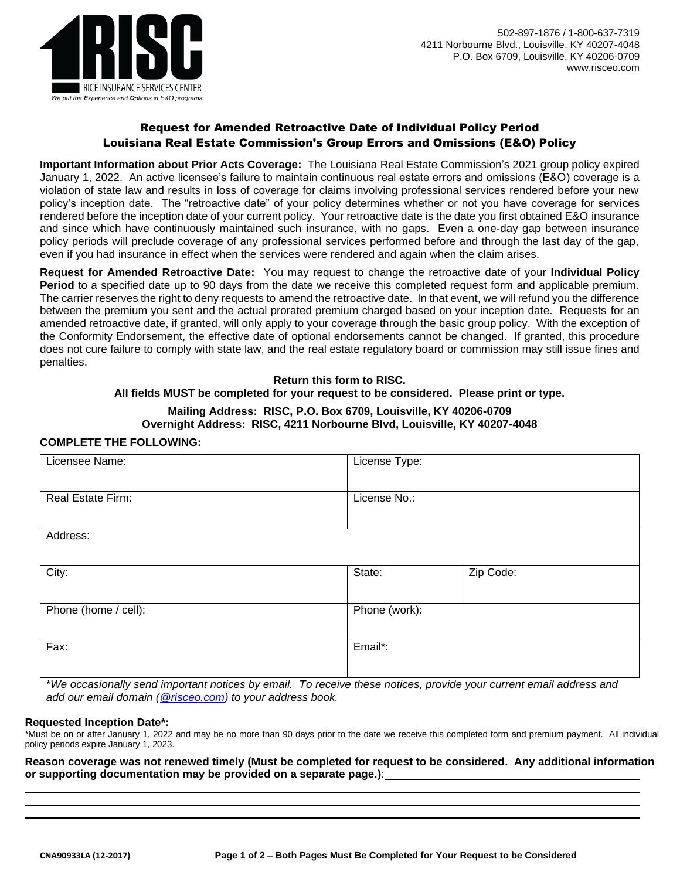RISC
RICE INSURANCE SERVICES CENTER
*We put the Experience and Options in E&O programs*

502-897-1876 / 1-800-637-7319
4211 Norbourne Blvd., Louisville, KY 40207-4048
P.O. Box 6709, Louisville, KY 40206-0709
www.risceo.com

## Request for Amended Retroactive Date of Individual Policy Period
## Louisiana Real Estate Commission's Group Errors and Omissions (E&O) Policy

**Important Information about Prior Acts Coverage:** The Louisiana Real Estate Commission's 2021 group policy expired January 1, 2022. An active licensee's failure to maintain continuous real estate errors and omissions (E&O) coverage is a violation of state law and results in loss of coverage for claims involving professional services rendered before your new policy's inception date. The "retroactive date" of your policy determines whether or not you have coverage for services rendered before the inception date of your current policy. Your retroactive date is the date you first obtained E&O insurance and since which have continuously maintained such insurance, with no gaps. Even a one-day gap between insurance policy periods will preclude coverage of any professional services performed before and through the last day of the gap, even if you had insurance in effect when the services were rendered and again when the claim arises.

**Request for Amended Retroactive Date:** You may request to change the retroactive date of your **Individual Policy Period** to a specified date up to 90 days from the date we receive this completed request form and applicable premium. The carrier reserves the right to deny requests to amend the retroactive date. In that event, we will refund you the difference between the premium you sent and the actual prorated premium charged based on your inception date. Requests for an amended retroactive date, if granted, will only apply to your coverage through the basic group policy. With the exception of the Conformity Endorsement, the effective date of optional endorsements cannot be changed. If granted, this procedure does not cure failure to comply with state law, and the real estate regulatory board or commission may still issue fines and penalties.

**Return this form to RISC.**
**All fields MUST be completed for your request to be considered. Please print or type.**

**Mailing Address: RISC, P.O. Box 6709, Louisville, KY 40206-0709**
**Overnight Address: RISC, 4211 Norbourne Blvd, Louisville, KY 40207-4048**

**COMPLETE THE FOLLOWING:**

| Licensee Name: | License Type: | |
|---|---|---|
| Real Estate Firm: | License No.: | |
| Address: | | |
| City: | State: | Zip Code: |
| Phone (home / cell): | Phone (work): | |
| Fax: | Email*: | |

*\*We occasionally send important notices by email. To receive these notices, provide your current email address and add our email domain (@risceo.com) to your address book.*

**Requested Inception Date\*:** ______________________________

\*Must be on or after January 1, 2022 and may be no more than 90 days prior to the date we receive this completed form and premium payment. All individual policy periods expire January 1, 2023.

**Reason coverage was not renewed timely (Must be completed for request to be considered. Any additional information or supporting documentation may be provided on a separate page.)**: ______________________________

______________________________

______________________________

______________________________

CNA90933LA (12-2017)

**Both Pages Must Be Completed for Your Request to be Considered**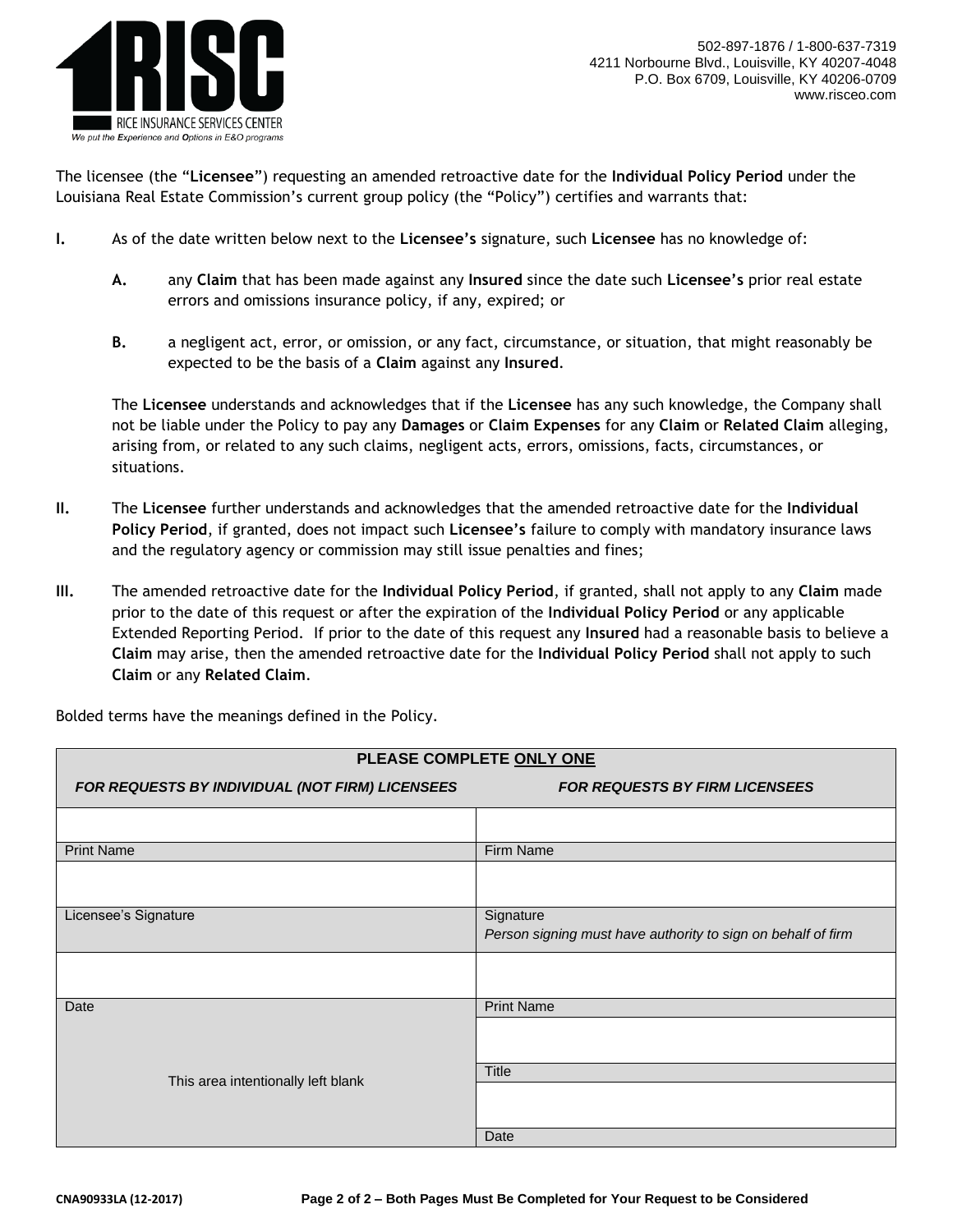RISC
RICE INSURANCE SERVICES CENTER
*We put the Experience and Options in E&O programs*

502-897-1876 / 1-800-637-7319
4211 Norbourne Blvd., Louisville, KY 40207-4048
P.O. Box 6709, Louisville, KY 40206-0709
www.risceo.com

The licensee (the "**Licensee**") requesting an amended retroactive date for the **Individual Policy Period** under the Louisiana Real Estate Commission's current group policy (the "Policy") certifies and warrants that:

**I.** As of the date written below next to the **Licensee's** signature, such **Licensee** has no knowledge of:

**A.** any **Claim** that has been made against any **Insured** since the date such **Licensee's** prior real estate errors and omissions insurance policy, if any, expired; or

**B.** a negligent act, error, or omission, or any fact, circumstance, or situation, that might reasonably be expected to be the basis of a **Claim** against any **Insured**.

The **Licensee** understands and acknowledges that if the **Licensee** has any such knowledge, the Company shall not be liable under the Policy to pay any **Damages** or **Claim Expenses** for any **Claim** or **Related Claim** alleging, arising from, or related to any such claims, negligent acts, errors, omissions, facts, circumstances, or situations.

**II.** The **Licensee** further understands and acknowledges that the amended retroactive date for the **Individual Policy Period**, if granted, does not impact such **Licensee's** failure to comply with mandatory insurance laws and the regulatory agency or commission may still issue penalties and fines;

**III.** The amended retroactive date for the **Individual Policy Period**, if granted, shall not apply to any **Claim** made prior to the date of this request or after the expiration of the **Individual Policy Period** or any applicable Extended Reporting Period. If prior to the date of this request any **Insured** had a reasonable basis to believe a **Claim** may arise, then the amended retroactive date for the **Individual Policy Period** shall not apply to such **Claim** or any **Related Claim**.

Bolded terms have the meanings defined in the Policy.

| **PLEASE COMPLETE ONLY ONE** | |
|---|---|
| ***FOR REQUESTS BY INDIVIDUAL (NOT FIRM) LICENSEES*** | ***FOR REQUESTS BY FIRM LICENSEES*** |
| | |
| Print Name | Firm Name |
| | |
| Licensee's Signature | Signature *Person signing must have authority to sign on behalf of firm* |
| | |
| Date | Print Name |
| This area intentionally left blank | |
| | Title |
| | |
| | Date |

CNA90933LA (12-2017) **Both Pages Must Be Completed for Your Request to be Considered**